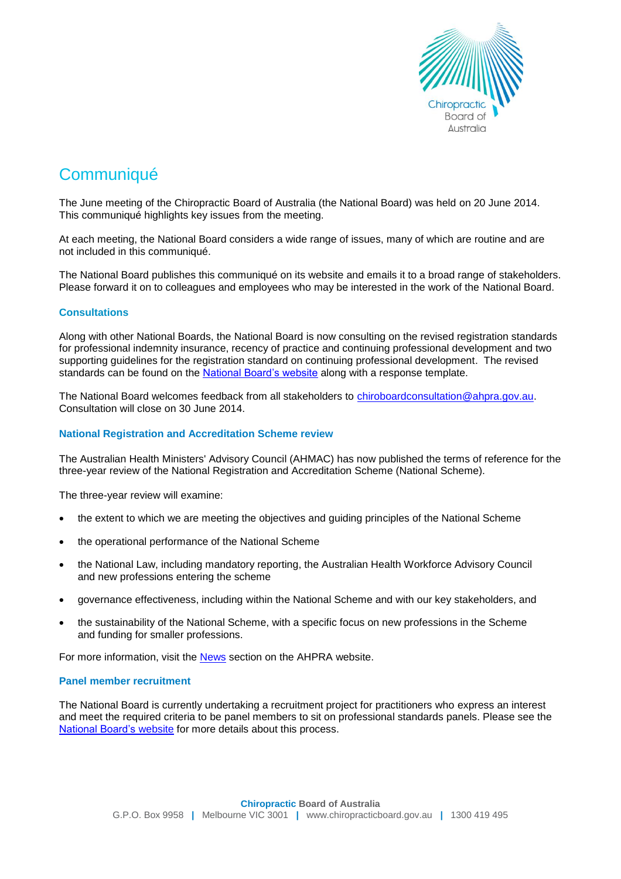# Communiqué

The June meeting of the Chiropractic Board of Australia (the National Board) was held on 20 June 2014. This communiqué highlights key issues from the meeting.

At each meeting, the National Board considers a wide range of issues, many of which are routine and are not included in this communiqué.

The National Board publishes this communiqué on its website and emails it to a broad range of stakeholders. Please forward it on to colleagues and employees who may be interested in the work of the National Board.

### Consultations

Along with other National Boards, the National Board is now consulting on the revised registration standards for professional indemnity insurance, recency of practice and continuing professional development and two supporting guidelines for the registration standard on continuing professional development. The revised standards can be found on the National Board's website along with a response template.

The National Board welcomes feedback from all stakeholders to chiroboardconsultation@ahpra.gov.au. Consultation will close on 30 June 2014.

### National Registration and Accreditation Scheme review

The Australian Health Ministers' Advisory Council (AHMAC) has now published the terms of reference for the three-year review of the National Registration and Accreditation Scheme (National Scheme).

The three-year review will examine:

- the extent to which we are meeting the objectives and guiding principles of the National Scheme
- the operational performance of the National Scheme
- the National Law, including mandatory reporting, the Australian Health Workforce Advisory Council and new professions entering the scheme
- governance effectiveness, including within the National Scheme and with our key stakeholders, and
- the sustainability of the National Scheme, with a specific focus on new professions in the Scheme and funding for smaller professions.

For more information, visit the News section on the AHPRA website.

### Panel member recruitment

The National Board is currently undertaking a recruitment project for practitioners who express an interest and meet the required criteria to be panel members to sit on professional standards panels. Please see the National Board's website for more details about this process.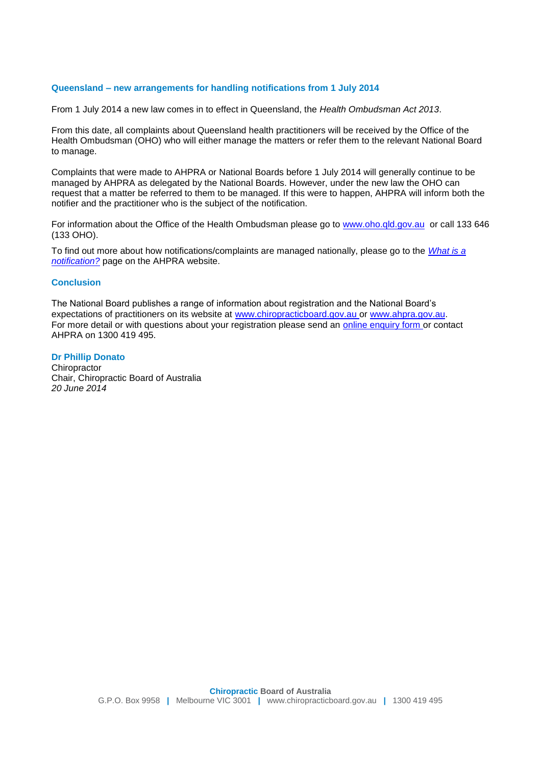### Queensland – new arrangements for handling notifications from 1 July 2014

From 1 July 2014 a new law comes in to effect in Queensland, the *Health Ombudsman Act 2013*.

From this date, all complaints about Queensland health practitioners will be received by the Office of the Health Ombudsman (OHO) who will either manage the matters or refer them to the relevant National Board to manage.

Complaints that were made to AHPRA or National Boards before 1 July 2014 will generally continue to be managed by AHPRA as delegated by the National Boards. However, under the new law the OHO can request that a matter be referred to them to be managed. If this were to happen, AHPRA will inform both the notifier and the practitioner who is the subject of the notification.

For information about the Office of the Health Ombudsman please go to www.oho.qld.gov.au or call 133 646 (133 OHO).

To find out more about how notifications/complaints are managed nationally, please go to the *What is a notification?* page on the AHPRA website.

### Conclusion

The National Board publishes a range of information about registration and the National Board's expectations of practitioners on its website at www.chiropracticboard.gov.au or www.ahpra.gov.au. For more detail or with questions about your registration please send an online enquiry form or contact AHPRA on 1300 419 495.

**Dr Phillip Donato**
Chiropractor
Chair, Chiropractic Board of Australia
*20 June 2014*